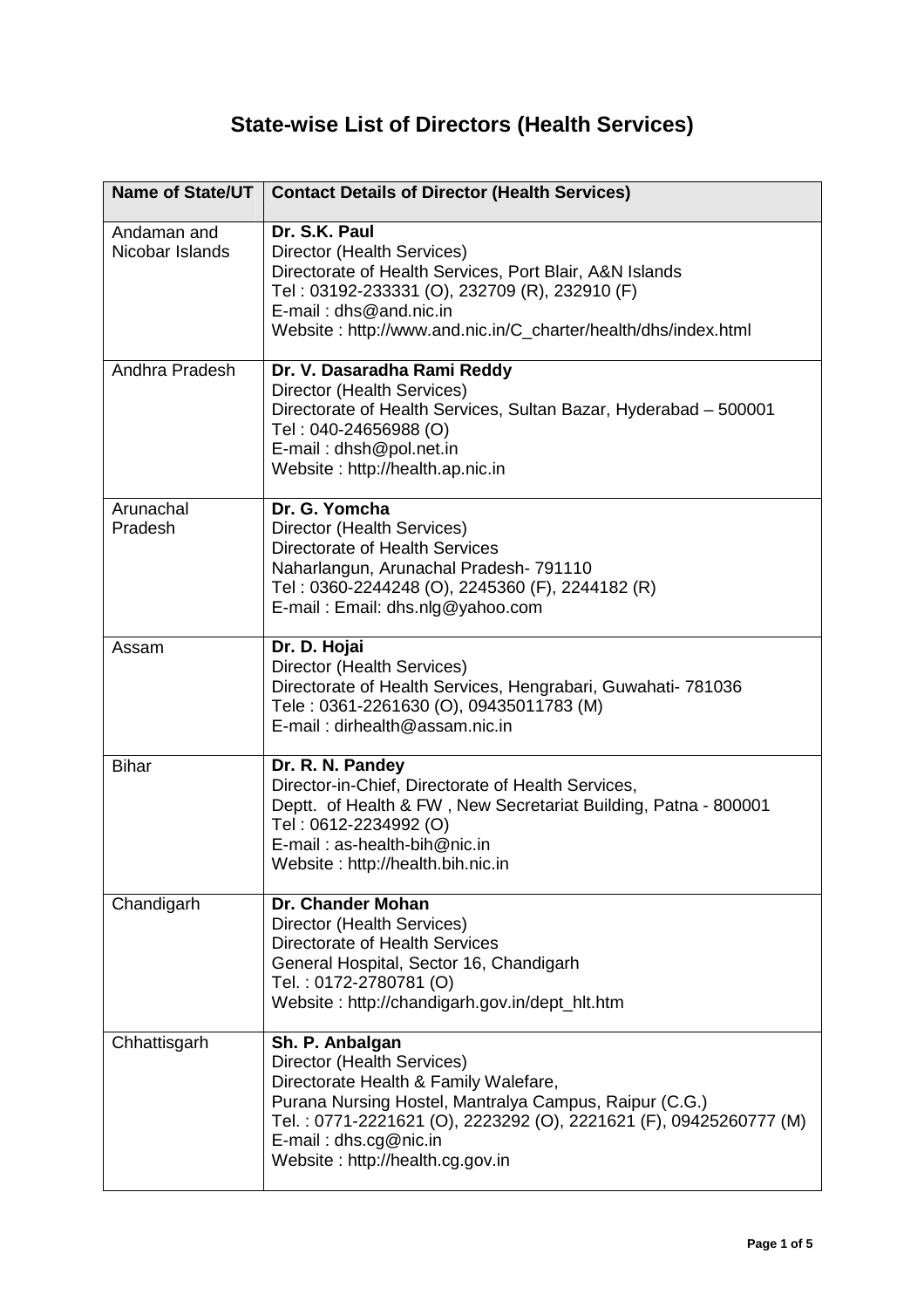# State-wise List of Directors (Health Services)

| Name of State/UT | Contact Details of Director (Health Services) |
|---|---|
| Andaman and Nicobar Islands | **Dr. S.K. Paul**<br>Director (Health Services)<br>Directorate of Health Services, Port Blair, A&N Islands<br>Tel : 03192-233331 (O), 232709 (R), 232910 (F)<br>E-mail : dhs@and.nic.in<br>Website : http://www.and.nic.in/C_charter/health/dhs/index.html |
| Andhra Pradesh | **Dr. V. Dasaradha Rami Reddy**<br>Director (Health Services)<br>Directorate of Health Services, Sultan Bazar, Hyderabad – 500001<br>Tel : 040-24656988 (O)<br>E-mail : dhsh@pol.net.in<br>Website : http://health.ap.nic.in |
| Arunachal Pradesh | **Dr. G. Yomcha**<br>Director (Health Services)<br>Directorate of Health Services<br>Naharlangun, Arunachal Pradesh- 791110<br>Tel : 0360-2244248 (O), 2245360 (F), 2244182 (R)<br>E-mail : Email: dhs.nlg@yahoo.com |
| Assam | **Dr. D. Hojai**<br>Director (Health Services)<br>Directorate of Health Services, Hengrabari, Guwahati- 781036<br>Tele : 0361-2261630 (O), 09435011783 (M)<br>E-mail : dirhealth@assam.nic.in |
| Bihar | **Dr. R. N. Pandey**<br>Director-in-Chief, Directorate of Health Services,<br>Deptt. of Health & FW , New Secretariat Building, Patna - 800001<br>Tel : 0612-2234992 (O)<br>E-mail : as-health-bih@nic.in<br>Website : http://health.bih.nic.in |
| Chandigarh | **Dr. Chander Mohan**<br>Director (Health Services)<br>Directorate of Health Services<br>General Hospital, Sector 16, Chandigarh<br>Tel. : 0172-2780781 (O)<br>Website : http://chandigarh.gov.in/dept_hlt.htm |
| Chhattisgarh | **Sh. P. Anbalgan**<br>Director (Health Services)<br>Directorate Health & Family Walefare,<br>Purana Nursing Hostel, Mantralya Campus, Raipur (C.G.)<br>Tel. : 0771-2221621 (O), 2223292 (O), 2221621 (F), 09425260777 (M)<br>E-mail : dhs.cg@nic.in<br>Website : http://health.cg.gov.in |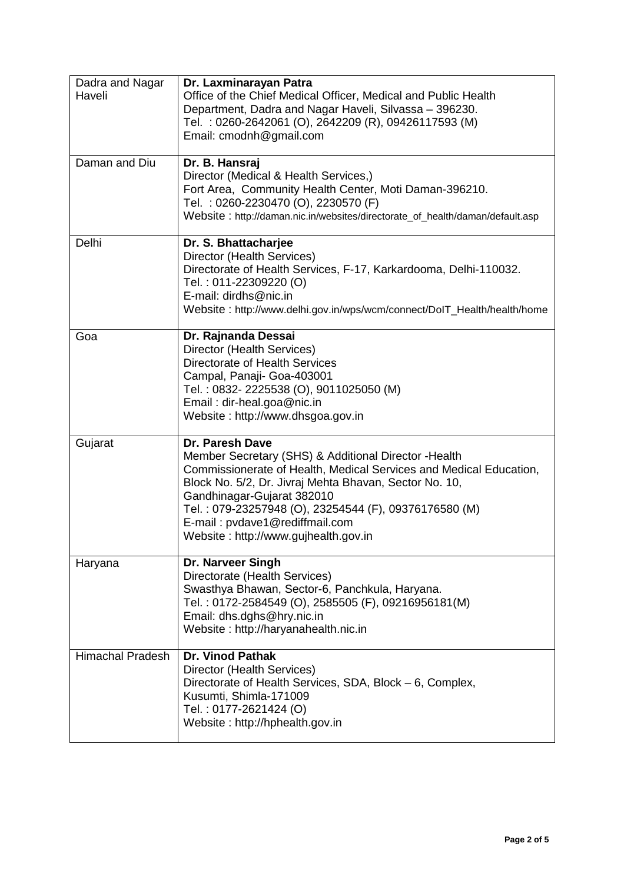| | |
|---|---|
| Dadra and Nagar Haveli | **Dr. Laxminarayan Patra**<br>Office of the Chief Medical Officer, Medical and Public Health Department, Dadra and Nagar Haveli, Silvassa – 396230.<br>Tel. : 0260-2642061 (O), 2642209 (R), 09426117593 (M)<br>Email: cmodnh@gmail.com |
| Daman and Diu | **Dr. B. Hansraj**<br>Director (Medical & Health Services,)<br>Fort Area, Community Health Center, Moti Daman-396210.<br>Tel. : 0260-2230470 (O), 2230570 (F)<br>Website : http://daman.nic.in/websites/directorate_of_health/daman/default.asp |
| Delhi | **Dr. S. Bhattacharjee**<br>Director (Health Services)<br>Directorate of Health Services, F-17, Karkardooma, Delhi-110032.<br>Tel. : 011-22309220 (O)<br>E-mail: dirdhs@nic.in<br>Website : http://www.delhi.gov.in/wps/wcm/connect/DoIT_Health/health/home |
| Goa | **Dr. Rajnanda Dessai**<br>Director (Health Services)<br>Directorate of Health Services<br>Campal, Panaji- Goa-403001<br>Tel. : 0832- 2225538 (O), 9011025050 (M)<br>Email : dir-heal.goa@nic.in<br>Website : http://www.dhsgoa.gov.in |
| Gujarat | **Dr. Paresh Dave**<br>Member Secretary (SHS) & Additional Director -Health<br>Commissionerate of Health, Medical Services and Medical Education, Block No. 5/2, Dr. Jivraj Mehta Bhavan, Sector No. 10, Gandhinagar-Gujarat 382010<br>Tel. : 079-23257948 (O), 23254544 (F), 09376176580 (M)<br>E-mail : pvdave1@rediffmail.com<br>Website : http://www.gujhealth.gov.in |
| Haryana | **Dr. Narveer Singh**<br>Directorate (Health Services)<br>Swasthya Bhawan, Sector-6, Panchkula, Haryana.<br>Tel. : 0172-2584549 (O), 2585505 (F), 09216956181(M)<br>Email: dhs.dghs@hry.nic.in<br>Website : http://haryanahealth.nic.in |
| Himachal Pradesh | **Dr. Vinod Pathak**<br>Director (Health Services)<br>Directorate of Health Services, SDA, Block – 6, Complex, Kusumti, Shimla-171009<br>Tel. : 0177-2621424 (O)<br>Website : http://hphealth.gov.in |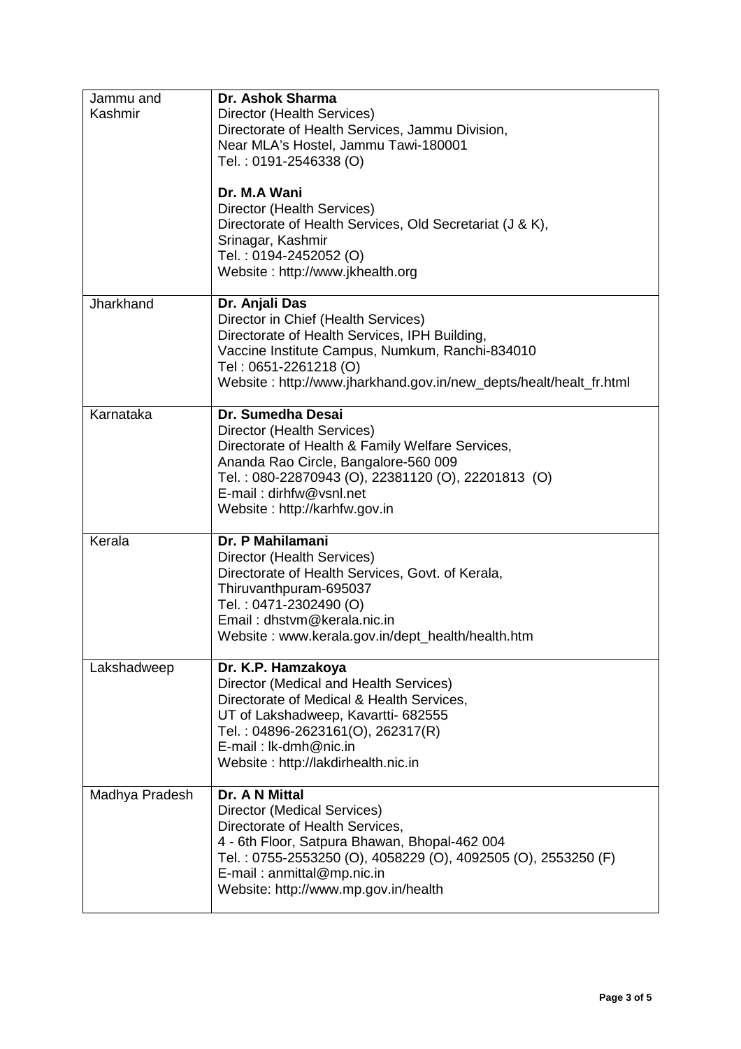| | |
|---|---|
| Jammu and Kashmir | **Dr. Ashok Sharma**<br>Director (Health Services)<br>Directorate of Health Services, Jammu Division,<br>Near MLA's Hostel, Jammu Tawi-180001<br>Tel. : 0191-2546338 (O)<br><br>**Dr. M.A Wani**<br>Director (Health Services)<br>Directorate of Health Services, Old Secretariat (J & K),<br>Srinagar, Kashmir<br>Tel. : 0194-2452052 (O)<br>Website : http://www.jkhealth.org |
| Jharkhand | **Dr. Anjali Das**<br>Director in Chief (Health Services)<br>Directorate of Health Services, IPH Building,<br>Vaccine Institute Campus, Numkum, Ranchi-834010<br>Tel : 0651-2261218 (O)<br>Website : http://www.jharkhand.gov.in/new_depts/healt/healt_fr.html |
| Karnataka | **Dr. Sumedha Desai**<br>Director (Health Services)<br>Directorate of Health & Family Welfare Services,<br>Ananda Rao Circle, Bangalore-560 009<br>Tel. : 080-22870943 (O), 22381120 (O), 22201813 (O)<br>E-mail : dirhfw@vsnl.net<br>Website : http://karhfw.gov.in |
| Kerala | **Dr. P Mahilamani**<br>Director (Health Services)<br>Directorate of Health Services, Govt. of Kerala,<br>Thiruvanthpuram-695037<br>Tel. : 0471-2302490 (O)<br>Email : dhstvm@kerala.nic.in<br>Website : www.kerala.gov.in/dept_health/health.htm |
| Lakshadweep | **Dr. K.P. Hamzakoya**<br>Director (Medical and Health Services)<br>Directorate of Medical & Health Services,<br>UT of Lakshadweep, Kavartti- 682555<br>Tel. : 04896-2623161(O), 262317(R)<br>E-mail : lk-dmh@nic.in<br>Website : http://lakdirhealth.nic.in |
| Madhya Pradesh | **Dr. A N Mittal**<br>Director (Medical Services)<br>Directorate of Health Services,<br>4 - 6th Floor, Satpura Bhawan, Bhopal-462 004<br>Tel. : 0755-2553250 (O), 4058229 (O), 4092505 (O), 2553250 (F)<br>E-mail : anmittal@mp.nic.in<br>Website: http://www.mp.gov.in/health |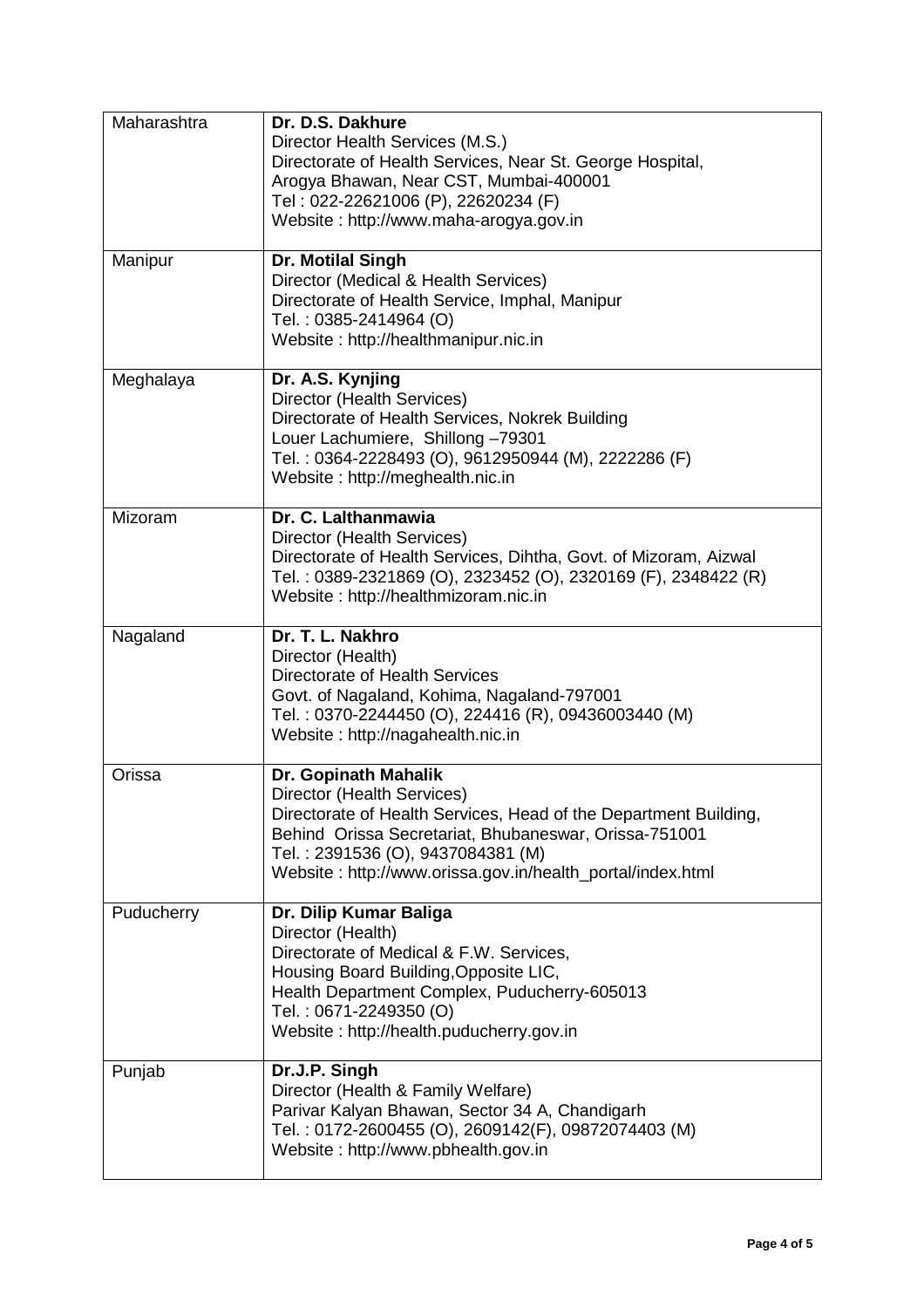| | |
|---|---|
| Maharashtra | **Dr. D.S. Dakhure**<br>Director Health Services (M.S.)<br>Directorate of Health Services, Near St. George Hospital,<br>Arogya Bhawan, Near CST, Mumbai-400001<br>Tel : 022-22621006 (P), 22620234 (F)<br>Website : http://www.maha-arogya.gov.in |
| Manipur | **Dr. Motilal Singh**<br>Director (Medical & Health Services)<br>Directorate of Health Service, Imphal, Manipur<br>Tel. : 0385-2414964 (O)<br>Website : http://healthmanipur.nic.in |
| Meghalaya | **Dr. A.S. Kynjing**<br>Director (Health Services)<br>Directorate of Health Services, Nokrek Building<br>Louer Lachumiere, Shillong –79301<br>Tel. : 0364-2228493 (O), 9612950944 (M), 2222286 (F)<br>Website : http://meghealth.nic.in |
| Mizoram | **Dr. C. Lalthanmawia**<br>Director (Health Services)<br>Directorate of Health Services, Dihtha, Govt. of Mizoram, Aizwal<br>Tel. : 0389-2321869 (O), 2323452 (O), 2320169 (F), 2348422 (R)<br>Website : http://healthmizoram.nic.in |
| Nagaland | **Dr. T. L. Nakhro**<br>Director (Health)<br>Directorate of Health Services<br>Govt. of Nagaland, Kohima, Nagaland-797001<br>Tel. : 0370-2244450 (O), 224416 (R), 09436003440 (M)<br>Website : http://nagahealth.nic.in |
| Orissa | **Dr. Gopinath Mahalik**<br>Director (Health Services)<br>Directorate of Health Services, Head of the Department Building,<br>Behind Orissa Secretariat, Bhubaneswar, Orissa-751001<br>Tel. : 2391536 (O), 9437084381 (M)<br>Website : http://www.orissa.gov.in/health_portal/index.html |
| Puducherry | **Dr. Dilip Kumar Baliga**<br>Director (Health)<br>Directorate of Medical & F.W. Services,<br>Housing Board Building,Opposite LIC,<br>Health Department Complex, Puducherry-605013<br>Tel. : 0671-2249350 (O)<br>Website : http://health.puducherry.gov.in |
| Punjab | **Dr.J.P. Singh**<br>Director (Health & Family Welfare)<br>Parivar Kalyan Bhawan, Sector 34 A, Chandigarh<br>Tel. : 0172-2600455 (O), 2609142(F), 09872074403 (M)<br>Website : http://www.pbhealth.gov.in |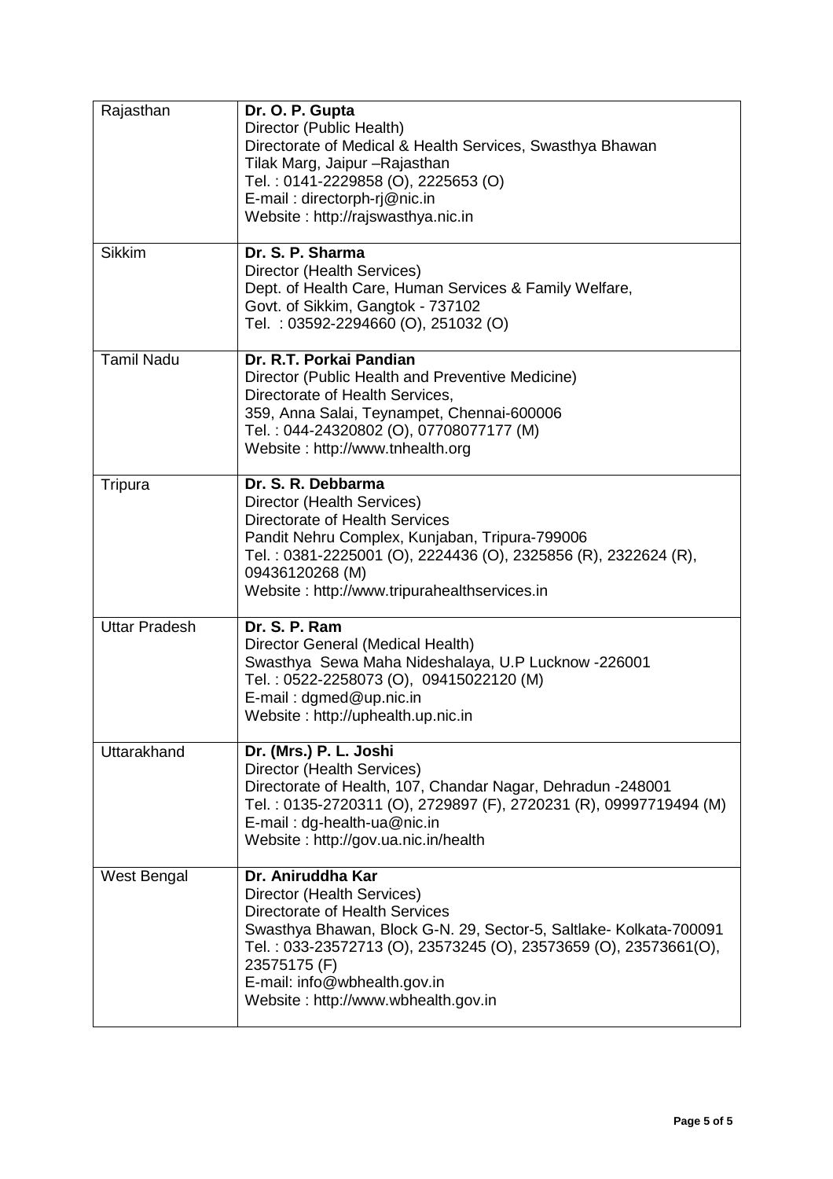| | |
|---|---|
| Rajasthan | **Dr. O. P. Gupta**<br>Director (Public Health)<br>Directorate of Medical & Health Services, Swasthya Bhawan<br>Tilak Marg, Jaipur –Rajasthan<br>Tel. : 0141-2229858 (O), 2225653 (O)<br>E-mail : directorph-rj@nic.in<br>Website : http://rajswasthya.nic.in |
| Sikkim | **Dr. S. P. Sharma**<br>Director (Health Services)<br>Dept. of Health Care, Human Services & Family Welfare,<br>Govt. of Sikkim, Gangtok - 737102<br>Tel. : 03592-2294660 (O), 251032 (O) |
| Tamil Nadu | **Dr. R.T. Porkai Pandian**<br>Director (Public Health and Preventive Medicine)<br>Directorate of Health Services,<br>359, Anna Salai, Teynampet, Chennai-600006<br>Tel. : 044-24320802 (O), 07708077177 (M)<br>Website : http://www.tnhealth.org |
| Tripura | **Dr. S. R. Debbarma**<br>Director (Health Services)<br>Directorate of Health Services<br>Pandit Nehru Complex, Kunjaban, Tripura-799006<br>Tel. : 0381-2225001 (O), 2224436 (O), 2325856 (R), 2322624 (R), 09436120268 (M)<br>Website : http://www.tripurahealthservices.in |
| Uttar Pradesh | **Dr. S. P. Ram**<br>Director General (Medical Health)<br>Swasthya Sewa Maha Nideshalaya, U.P Lucknow -226001<br>Tel. : 0522-2258073 (O), 09415022120 (M)<br>E-mail : dgmed@up.nic.in<br>Website : http://uphealth.up.nic.in |
| Uttarakhand | **Dr. (Mrs.) P. L. Joshi**<br>Director (Health Services)<br>Directorate of Health, 107, Chandar Nagar, Dehradun -248001<br>Tel. : 0135-2720311 (O), 2729897 (F), 2720231 (R), 09997719494 (M)<br>E-mail : dg-health-ua@nic.in<br>Website : http://gov.ua.nic.in/health |
| West Bengal | **Dr. Aniruddha Kar**<br>Director (Health Services)<br>Directorate of Health Services<br>Swasthya Bhawan, Block G-N. 29, Sector-5, Saltlake- Kolkata-700091<br>Tel. : 033-23572713 (O), 23573245 (O), 23573659 (O), 23573661(O), 23575175 (F)<br>E-mail: info@wbhealth.gov.in<br>Website : http://www.wbhealth.gov.in |